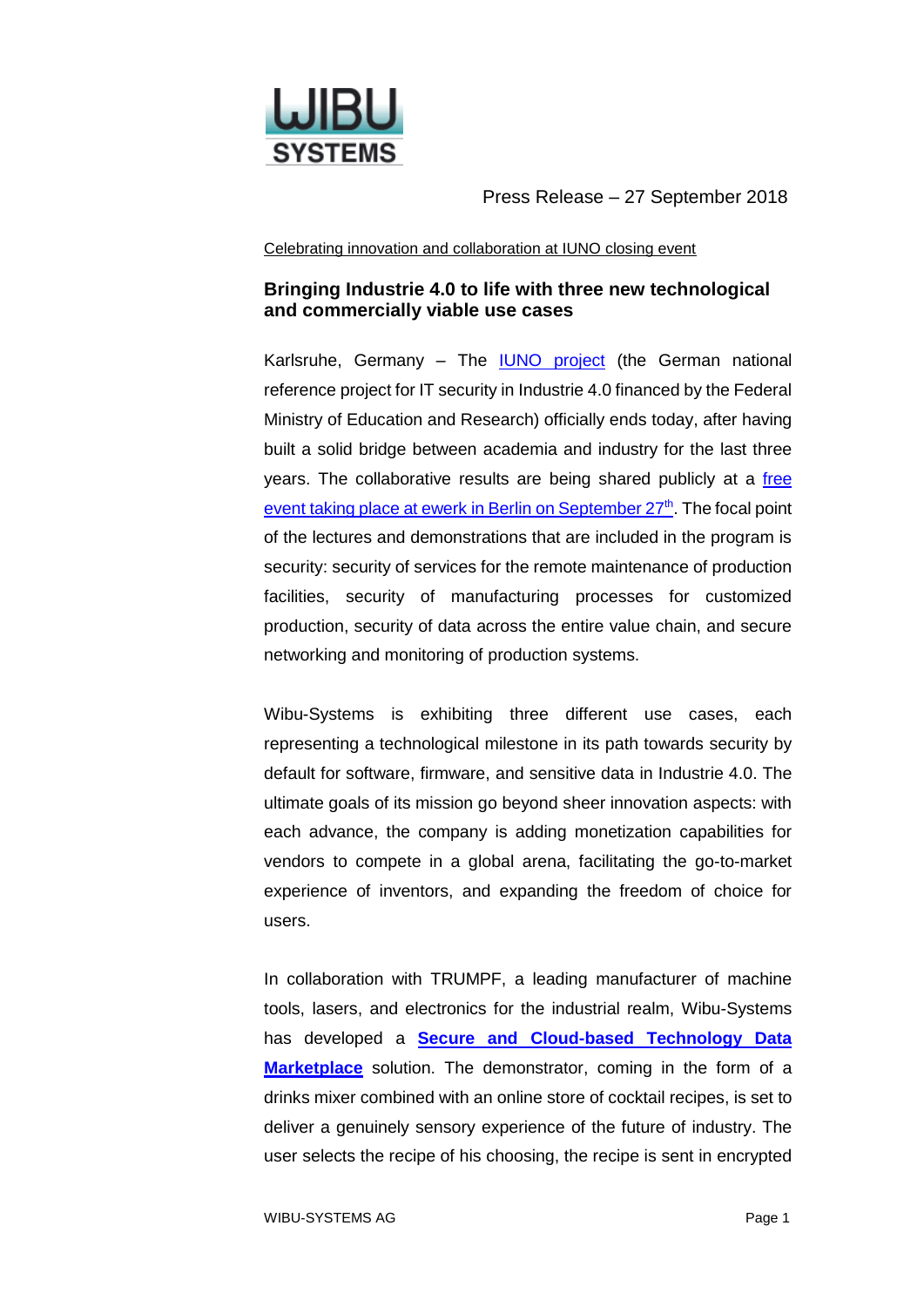Press Release – 27 September 2018

Celebrating innovation and collaboration at IUNO closing event

## Bringing Industrie 4.0 to life with three new technological and commercially viable use cases

Karlsruhe, Germany – The IUNO project (the German national reference project for IT security in Industrie 4.0 financed by the Federal Ministry of Education and Research) officially ends today, after having built a solid bridge between academia and industry for the last three years. The collaborative results are being shared publicly at a free event taking place at ewerk in Berlin on September 27th. The focal point of the lectures and demonstrations that are included in the program is security: security of services for the remote maintenance of production facilities, security of manufacturing processes for customized production, security of data across the entire value chain, and secure networking and monitoring of production systems.

Wibu-Systems is exhibiting three different use cases, each representing a technological milestone in its path towards security by default for software, firmware, and sensitive data in Industrie 4.0. The ultimate goals of its mission go beyond sheer innovation aspects: with each advance, the company is adding monetization capabilities for vendors to compete in a global arena, facilitating the go-to-market experience of inventors, and expanding the freedom of choice for users.

In collaboration with TRUMPF, a leading manufacturer of machine tools, lasers, and electronics for the industrial realm, Wibu-Systems has developed a **Secure and Cloud-based Technology Data Marketplace** solution. The demonstrator, coming in the form of a drinks mixer combined with an online store of cocktail recipes, is set to deliver a genuinely sensory experience of the future of industry. The user selects the recipe of his choosing, the recipe is sent in encrypted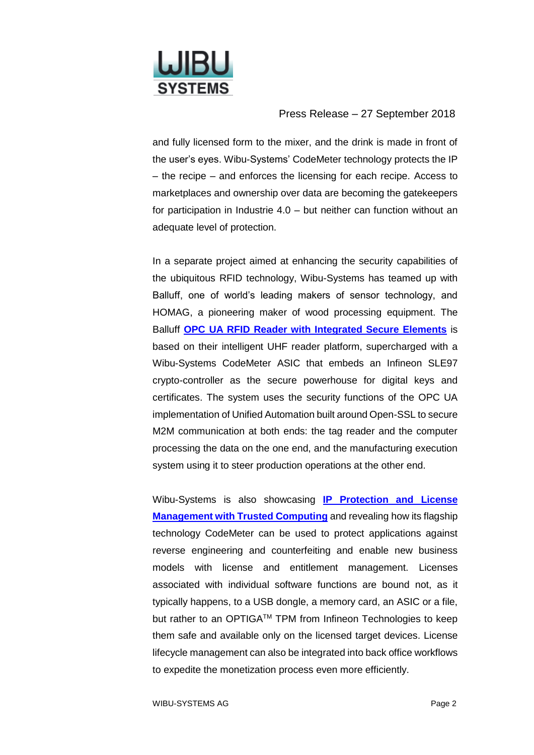and fully licensed form to the mixer, and the drink is made in front of the user's eyes. Wibu-Systems' CodeMeter technology protects the IP – the recipe – and enforces the licensing for each recipe. Access to marketplaces and ownership over data are becoming the gatekeepers for participation in Industrie 4.0 – but neither can function without an adequate level of protection.

In a separate project aimed at enhancing the security capabilities of the ubiquitous RFID technology, Wibu-Systems has teamed up with Balluff, one of world's leading makers of sensor technology, and HOMAG, a pioneering maker of wood processing equipment. The Balluff **OPC UA RFID Reader with Integrated Secure Elements** is based on their intelligent UHF reader platform, supercharged with a Wibu-Systems CodeMeter ASIC that embeds an Infineon SLE97 crypto-controller as the secure powerhouse for digital keys and certificates. The system uses the security functions of the OPC UA implementation of Unified Automation built around Open-SSL to secure M2M communication at both ends: the tag reader and the computer processing the data on the one end, and the manufacturing execution system using it to steer production operations at the other end.

Wibu-Systems is also showcasing **IP Protection and License Management with Trusted Computing** and revealing how its flagship technology CodeMeter can be used to protect applications against reverse engineering and counterfeiting and enable new business models with license and entitlement management. Licenses associated with individual software functions are bound not, as it typically happens, to a USB dongle, a memory card, an ASIC or a file, but rather to an OPTIGA™ TPM from Infineon Technologies to keep them safe and available only on the licensed target devices. License lifecycle management can also be integrated into back office workflows to expedite the monetization process even more efficiently.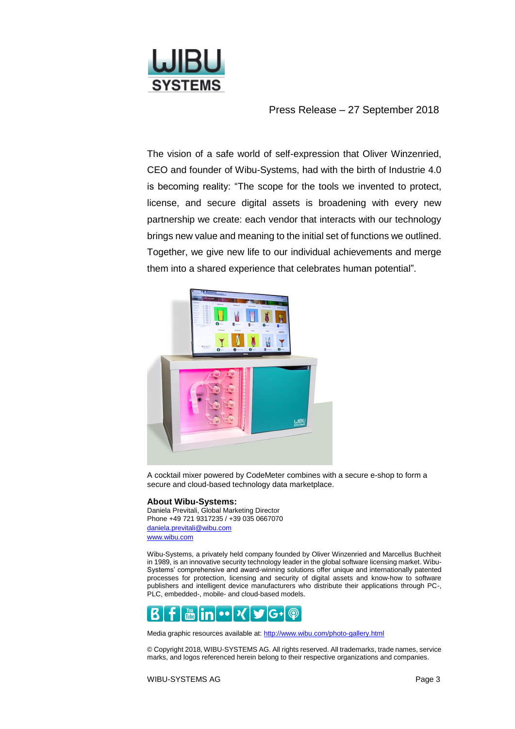Press Release – 27 September 2018

The vision of a safe world of self-expression that Oliver Winzenried, CEO and founder of Wibu-Systems, had with the birth of Industrie 4.0 is becoming reality: "The scope for the tools we invented to protect, license, and secure digital assets is broadening with every new partnership we create: each vendor that interacts with our technology brings new value and meaning to the initial set of functions we outlined. Together, we give new life to our individual achievements and merge them into a shared experience that celebrates human potential".

A cocktail mixer powered by CodeMeter combines with a secure e-shop to form a secure and cloud-based technology data marketplace.

**About Wibu-Systems:**
Daniela Previtali, Global Marketing Director
Phone +49 721 9317235 / +39 035 0667070
daniela.previtali@wibu.com
www.wibu.com

Wibu-Systems, a privately held company founded by Oliver Winzenried and Marcellus Buchheit in 1989, is an innovative security technology leader in the global software licensing market. Wibu-Systems' comprehensive and award-winning solutions offer unique and internationally patented processes for protection, licensing and security of digital assets and know-how to software publishers and intelligent device manufacturers who distribute their applications through PC-, PLC, embedded-, mobile- and cloud-based models.

Media graphic resources available at: http://www.wibu.com/photo-gallery.html

© Copyright 2018, WIBU-SYSTEMS AG. All rights reserved. All trademarks, trade names, service marks, and logos referenced herein belong to their respective organizations and companies.